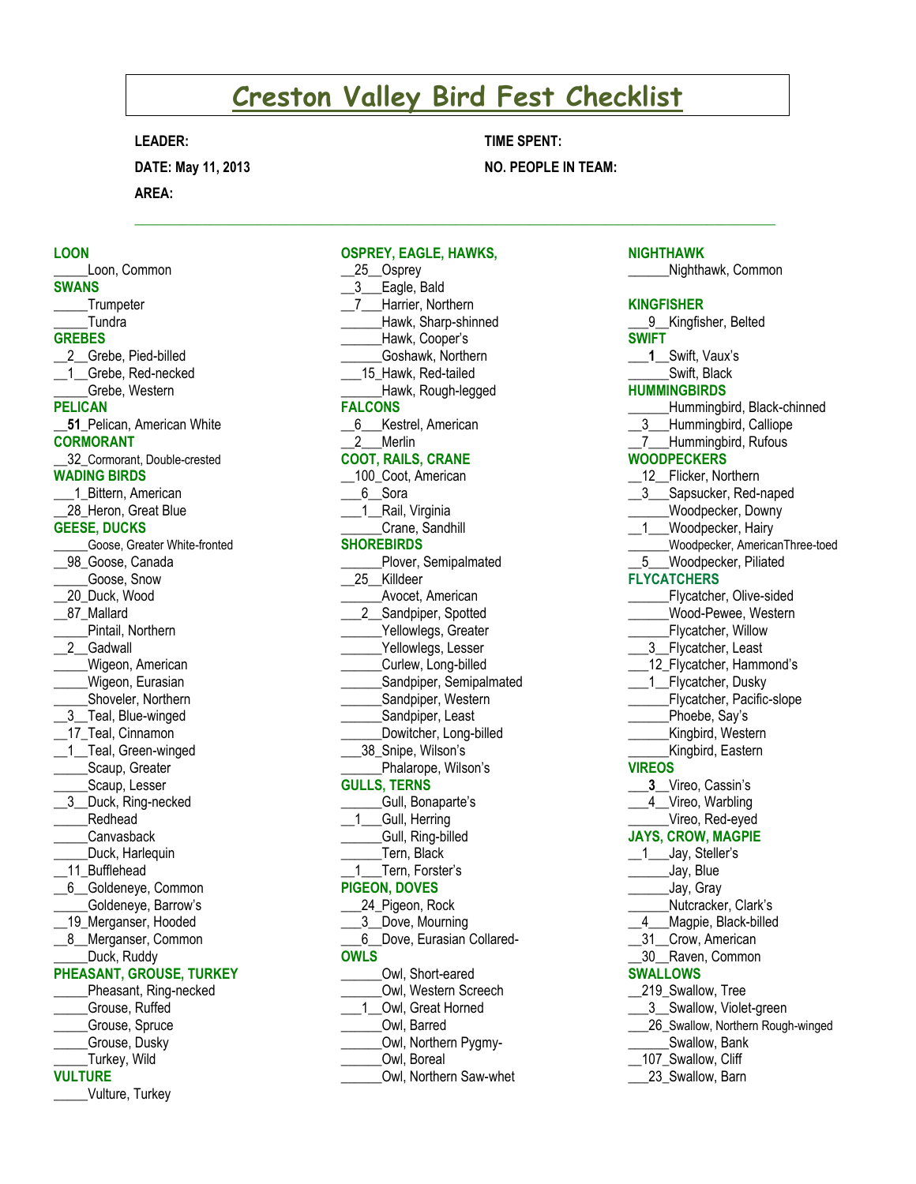# Creston Valley Bird Fest Checklist

**LEADER:**

**TIME SPENT:**

**DATE: May 11, 2013**

**NO. PEOPLE IN TEAM:**

**AREA:**

---

## LOON
_____Loon, Common

## SWANS
_____Trumpeter
_____Tundra

## GREBES
__2__Grebe, Pied-billed
__1__Grebe, Red-necked
_____Grebe, Western

## PELICAN
__**51**_Pelican, American White

## CORMORANT
__32_Cormorant, Double-crested

## WADING BIRDS
___1_Bittern, American
__28_Heron, Great Blue

## GEESE, DUCKS
_____Goose, Greater White-fronted
__98_Goose, Canada
_____Goose, Snow
__20_Duck, Wood
__87_Mallard
_____Pintail, Northern
__2__Gadwall
_____Wigeon, American
_____Wigeon, Eurasian
_____Shoveler, Northern
__3__Teal, Blue-winged
__17_Teal, Cinnamon
__1__Teal, Green-winged
_____Scaup, Greater
_____Scaup, Lesser
__3__Duck, Ring-necked
_____Redhead
_____Canvasback
_____Duck, Harlequin
__11_Bufflehead
__6__Goldeneye, Common
_____Goldeneye, Barrow's
__19_Merganser, Hooded
__8__Merganser, Common
_____Duck, Ruddy

## PHEASANT, GROUSE, TURKEY
_____Pheasant, Ring-necked
_____Grouse, Ruffed
_____Grouse, Spruce
_____Grouse, Dusky
_____Turkey, Wild

## VULTURE
_____Vulture, Turkey

## OSPREY, EAGLE, HAWKS,
__25__Osprey
__3___Eagle, Bald
__7___Harrier, Northern
______Hawk, Sharp-shinned
______Hawk, Cooper's
______Goshawk, Northern
___15_Hawk, Red-tailed
______Hawk, Rough-legged

## FALCONS
__6___Kestrel, American
__2___Merlin

## COOT, RAILS, CRANE
__100_Coot, American
___6__Sora
___1__Rail, Virginia
______Crane, Sandhill

## SHOREBIRDS
______Plover, Semipalmated
__25__Killdeer
______Avocet, American
___2__Sandpiper, Spotted
______Yellowlegs, Greater
______Yellowlegs, Lesser
______Curlew, Long-billed
______Sandpiper, Semipalmated
______Sandpiper, Western
______Sandpiper, Least
______Dowitcher, Long-billed
___38_Snipe, Wilson's
______Phalarope, Wilson's

## GULLS, TERNS
______Gull, Bonaparte's
__1___Gull, Herring
______Gull, Ring-billed
______Tern, Black
__1___Tern, Forster's

## PIGEON, DOVES
___24_Pigeon, Rock
___3__Dove, Mourning
___6__Dove, Eurasian Collared-

## OWLS
______Owl, Short-eared
______Owl, Western Screech
___1__Owl, Great Horned
______Owl, Barred
______Owl, Northern Pygmy-
______Owl, Boreal
______Owl, Northern Saw-whet

## NIGHTHAWK
______Nighthawk, Common

## KINGFISHER
___9__Kingfisher, Belted

## SWIFT
___**1**__Swift, Vaux's
______Swift, Black

## HUMMINGBIRDS
______Hummingbird, Black-chinned
__3___Hummingbird, Calliope
__7___Hummingbird, Rufous

## WOODPECKERS
__12__Flicker, Northern
__3___Sapsucker, Red-naped
______Woodpecker, Downy
__1___Woodpecker, Hairy
______Woodpecker, AmericanThree-toed
__5___Woodpecker, Piliated

## FLYCATCHERS
______Flycatcher, Olive-sided
______Wood-Pewee, Western
______Flycatcher, Willow
___3__Flycatcher, Least
___12_Flycatcher, Hammond's
___1__Flycatcher, Dusky
______Flycatcher, Pacific-slope
______Phoebe, Say's
______Kingbird, Western
______Kingbird, Eastern

## VIREOS
___**3**__Vireo, Cassin's
___4__Vireo, Warbling
______Vireo, Red-eyed

## JAYS, CROW, MAGPIE
__1___Jay, Steller's
______Jay, Blue
______Jay, Gray
______Nutcracker, Clark's
__4___Magpie, Black-billed
__31__Crow, American
__30__Raven, Common

## SWALLOWS
__219_Swallow, Tree
___3__Swallow, Violet-green
___26_Swallow, Northern Rough-winged
______Swallow, Bank
__107_Swallow, Cliff
___23_Swallow, Barn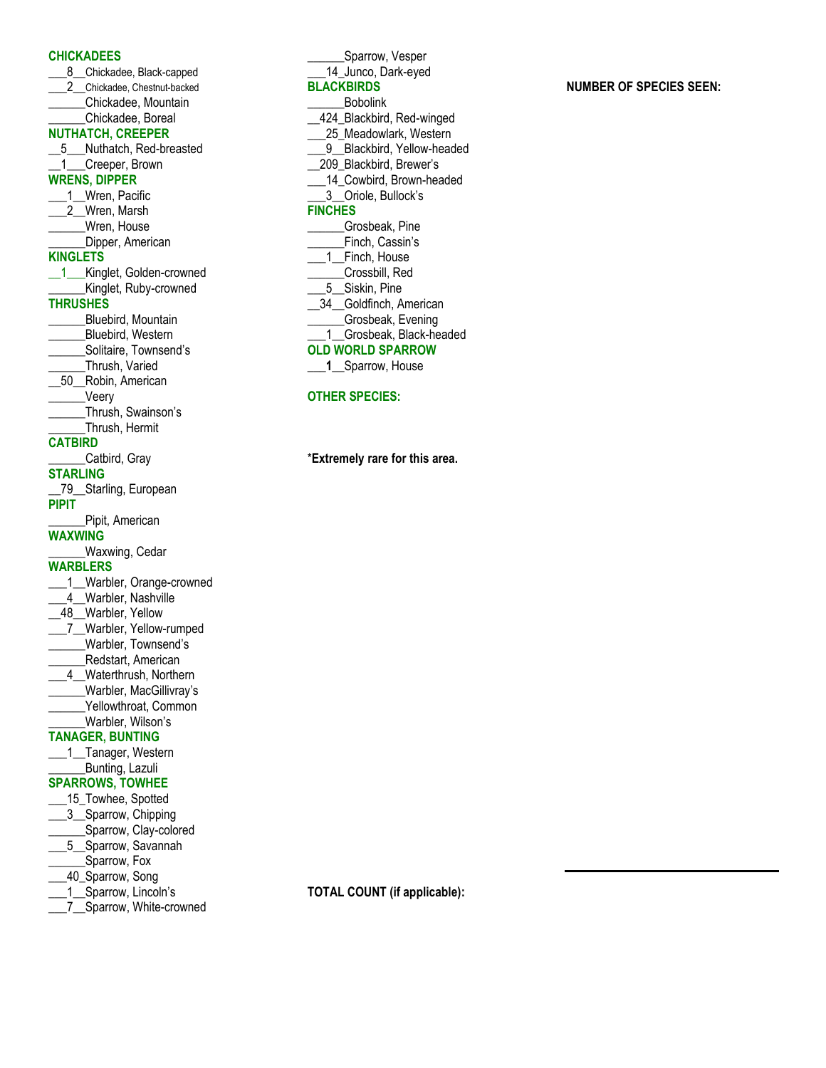**CHICKADEES**

___8__Chickadee, Black-capped
___2__Chickadee, Chestnut-backed
______Chickadee, Mountain
______Chickadee, Boreal

**NUTHATCH, CREEPER**

__5___Nuthatch, Red-breasted
__1___Creeper, Brown

**WRENS, DIPPER**

___1__Wren, Pacific
___2__Wren, Marsh
______Wren, House
______Dipper, American

**KINGLETS**

__1___Kinglet, Golden-crowned
______Kinglet, Ruby-crowned

**THRUSHES**

______Bluebird, Mountain
______Bluebird, Western
______Solitaire, Townsend's
______Thrush, Varied
__50__Robin, American
______Veery
______Thrush, Swainson's
______Thrush, Hermit

**CATBIRD**

______Catbird, Gray

**STARLING**

__79__Starling, European

**PIPIT**

______Pipit, American

**WAXWING**

______Waxwing, Cedar

**WARBLERS**

___1__Warbler, Orange-crowned
___4__Warbler, Nashville
__48__Warbler, Yellow
___7__Warbler, Yellow-rumped
______Warbler, Townsend's
______Redstart, American
___4__Waterthrush, Northern
______Warbler, MacGillivray's
______Yellowthroat, Common
______Warbler, Wilson's

**TANAGER, BUNTING**

___1__Tanager, Western
______Bunting, Lazuli

**SPARROWS, TOWHEE**

___15_Towhee, Spotted
___3__Sparrow, Chipping
______Sparrow, Clay-colored
___5__Sparrow, Savannah
______Sparrow, Fox
___40_Sparrow, Song
___1__Sparrow, Lincoln's
___7__Sparrow, White-crowned
______Sparrow, Vesper
___14_Junco, Dark-eyed

**BLACKBIRDS**

______Bobolink
__424_Blackbird, Red-winged
___25_Meadowlark, Western
___9__Blackbird, Yellow-headed
__209_Blackbird, Brewer's
___14_Cowbird, Brown-headed
___3__Oriole, Bullock's

**FINCHES**

______Grosbeak, Pine
______Finch, Cassin's
___1__Finch, House
______Crossbill, Red
___5__Siskin, Pine
__34__Goldfinch, American
______Grosbeak, Evening
___1__Grosbeak, Black-headed

**OLD WORLD SPARROW**

___**1**__Sparrow, House

**OTHER SPECIES:**

*__Extremely rare for this area.__

**NUMBER OF SPECIES SEEN:**

**TOTAL COUNT (if applicable):** ______________________